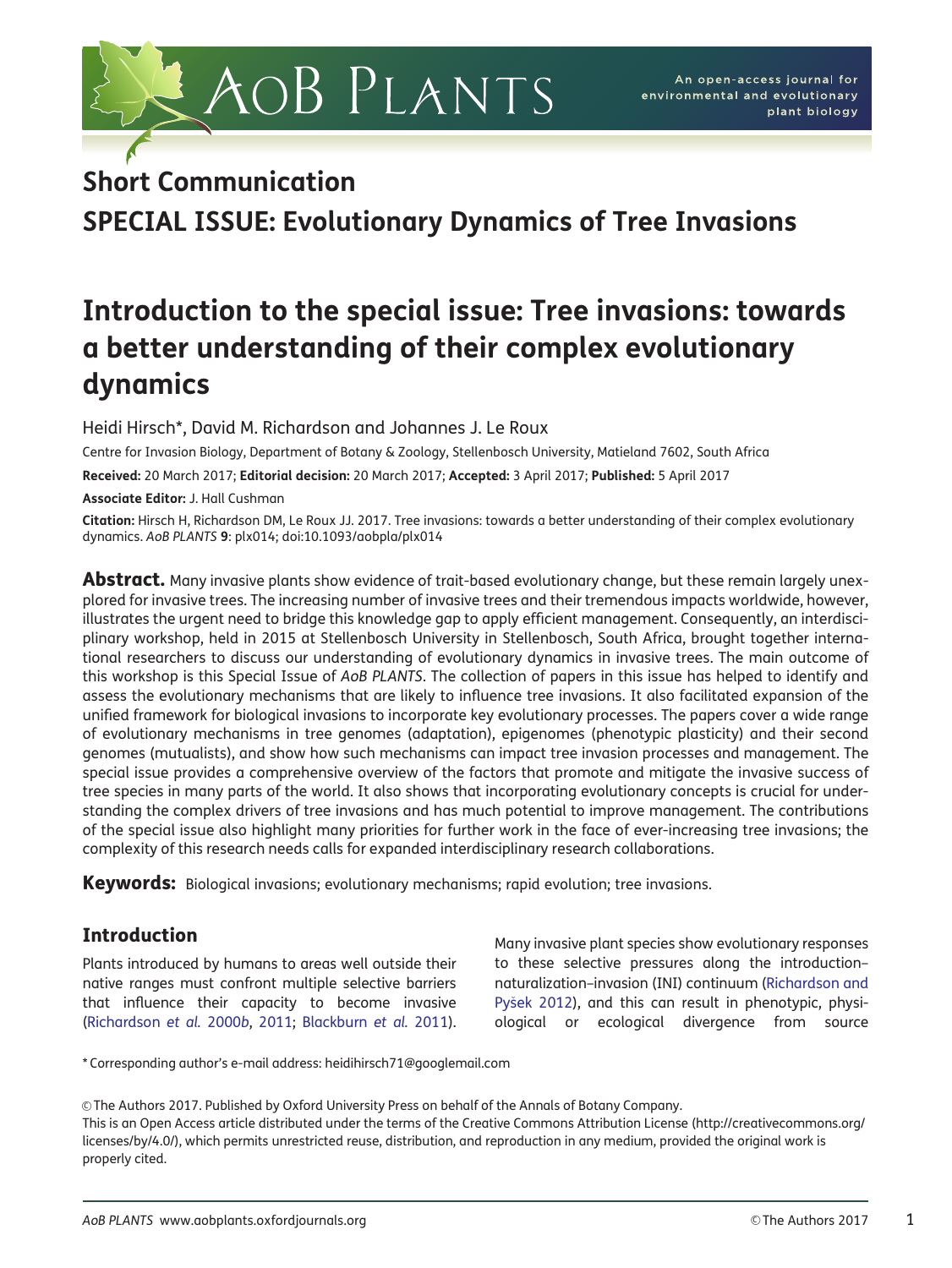## Short Communication

## SPECIAL ISSUE: Evolutionary Dynamics of Tree Invasions

# Introduction to the special issue: Tree invasions: towards a better understanding of their complex evolutionary dynamics

Heidi Hirsch*, David M. Richardson and Johannes J. Le Roux

Centre for Invasion Biology, Department of Botany & Zoology, Stellenbosch University, Matieland 7602, South Africa

**Received:** 20 March 2017; **Editorial decision:** 20 March 2017; **Accepted:** 3 April 2017; **Published:** 5 April 2017

**Associate Editor:** J. Hall Cushman

**Citation:** Hirsch H, Richardson DM, Le Roux JJ. 2017. Tree invasions: towards a better understanding of their complex evolutionary dynamics. *AoB PLANTS* **9**: plx014; doi:10.1093/aobpla/plx014

**Abstract.** Many invasive plants show evidence of trait-based evolutionary change, but these remain largely unexplored for invasive trees. The increasing number of invasive trees and their tremendous impacts worldwide, however, illustrates the urgent need to bridge this knowledge gap to apply efficient management. Consequently, an interdisciplinary workshop, held in 2015 at Stellenbosch University in Stellenbosch, South Africa, brought together international researchers to discuss our understanding of evolutionary dynamics in invasive trees. The main outcome of this workshop is this Special Issue of *AoB PLANTS*. The collection of papers in this issue has helped to identify and assess the evolutionary mechanisms that are likely to influence tree invasions. It also facilitated expansion of the unified framework for biological invasions to incorporate key evolutionary processes. The papers cover a wide range of evolutionary mechanisms in tree genomes (adaptation), epigenomes (phenotypic plasticity) and their second genomes (mutualists), and show how such mechanisms can impact tree invasion processes and management. The special issue provides a comprehensive overview of the factors that promote and mitigate the invasive success of tree species in many parts of the world. It also shows that incorporating evolutionary concepts is crucial for understanding the complex drivers of tree invasions and has much potential to improve management. The contributions of the special issue also highlight many priorities for further work in the face of ever-increasing tree invasions; the complexity of this research needs calls for expanded interdisciplinary research collaborations.

**Keywords:** Biological invasions; evolutionary mechanisms; rapid evolution; tree invasions.

## Introduction

Plants introduced by humans to areas well outside their native ranges must confront multiple selective barriers that influence their capacity to become invasive (Richardson *et al.* 2000*b*, 2011; Blackburn *et al.* 2011). Many invasive plant species show evolutionary responses to these selective pressures along the introduction–naturalization–invasion (INI) continuum (Richardson and Pyšek 2012), and this can result in phenotypic, physiological or ecological divergence from source

\* Corresponding author's e-mail address: heidihirsch71@googlemail.com

© The Authors 2017. Published by Oxford University Press on behalf of the Annals of Botany Company.
This is an Open Access article distributed under the terms of the Creative Commons Attribution License (http://creativecommons.org/licenses/by/4.0/), which permits unrestricted reuse, distribution, and reproduction in any medium, provided the original work is properly cited.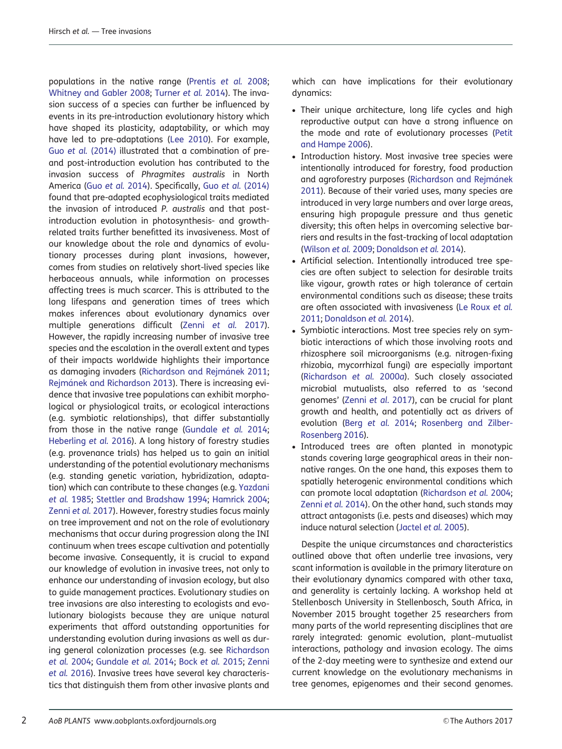populations in the native range (Prentis *et al.* 2008; Whitney and Gabler 2008; Turner *et al.* 2014). The invasion success of a species can further be influenced by events in its pre-introduction evolutionary history which have shaped its plasticity, adaptability, or which may have led to pre-adaptations (Lee 2010). For example, Guo *et al.* (2014) illustrated that a combination of pre- and post-introduction evolution has contributed to the invasion success of *Phragmites australis* in North America (Guo *et al.* 2014). Specifically, Guo *et al.* (2014) found that pre-adapted ecophysiological traits mediated the invasion of introduced *P. australis* and that post-introduction evolution in photosynthesis- and growth-related traits further benefitted its invasiveness. Most of our knowledge about the role and dynamics of evolutionary processes during plant invasions, however, comes from studies on relatively short-lived species like herbaceous annuals, while information on processes affecting trees is much scarcer. This is attributed to the long lifespans and generation times of trees which makes inferences about evolutionary dynamics over multiple generations difficult (Zenni *et al.* 2017). However, the rapidly increasing number of invasive tree species and the escalation in the overall extent and types of their impacts worldwide highlights their importance as damaging invaders (Richardson and Rejmánek 2011; Rejmánek and Richardson 2013). There is increasing evidence that invasive tree populations can exhibit morphological or physiological traits, or ecological interactions (e.g. symbiotic relationships), that differ substantially from those in the native range (Gundale *et al.* 2014; Heberling *et al.* 2016). A long history of forestry studies (e.g. provenance trials) has helped us to gain an initial understanding of the potential evolutionary mechanisms (e.g. standing genetic variation, hybridization, adaptation) which can contribute to these changes (e.g. Yazdani *et al.* 1985; Stettler and Bradshaw 1994; Hamrick 2004; Zenni *et al.* 2017). However, forestry studies focus mainly on tree improvement and not on the role of evolutionary mechanisms that occur during progression along the INI continuum when trees escape cultivation and potentially become invasive. Consequently, it is crucial to expand our knowledge of evolution in invasive trees, not only to enhance our understanding of invasion ecology, but also to guide management practices. Evolutionary studies on tree invasions are also interesting to ecologists and evolutionary biologists because they are unique natural experiments that afford outstanding opportunities for understanding evolution during invasions as well as during general colonization processes (e.g. see Richardson *et al.* 2004; Gundale *et al.* 2014; Bock *et al.* 2015; Zenni *et al.* 2016). Invasive trees have several key characteristics that distinguish them from other invasive plants and which can have implications for their evolutionary dynamics:

- Their unique architecture, long life cycles and high reproductive output can have a strong influence on the mode and rate of evolutionary processes (Petit and Hampe 2006).
- Introduction history. Most invasive tree species were intentionally introduced for forestry, food production and agroforestry purposes (Richardson and Rejmánek 2011). Because of their varied uses, many species are introduced in very large numbers and over large areas, ensuring high propagule pressure and thus genetic diversity; this often helps in overcoming selective barriers and results in the fast-tracking of local adaptation (Wilson *et al.* 2009; Donaldson *et al.* 2014).
- Artificial selection. Intentionally introduced tree species are often subject to selection for desirable traits like vigour, growth rates or high tolerance of certain environmental conditions such as disease; these traits are often associated with invasiveness (Le Roux *et al.* 2011; Donaldson *et al.* 2014).
- Symbiotic interactions. Most tree species rely on symbiotic interactions of which those involving roots and rhizosphere soil microorganisms (e.g. nitrogen-fixing rhizobia, mycorrhizal fungi) are especially important (Richardson *et al.* 2000*a*). Such closely associated microbial mutualists, also referred to as 'second genomes' (Zenni *et al.* 2017), can be crucial for plant growth and health, and potentially act as drivers of evolution (Berg *et al.* 2014; Rosenberg and Zilber-Rosenberg 2016).
- Introduced trees are often planted in monotypic stands covering large geographical areas in their non-native ranges. On the one hand, this exposes them to spatially heterogenic environmental conditions which can promote local adaptation (Richardson *et al.* 2004; Zenni *et al.* 2014). On the other hand, such stands may attract antagonists (i.e. pests and diseases) which may induce natural selection (Jactel *et al.* 2005).

Despite the unique circumstances and characteristics outlined above that often underlie tree invasions, very scant information is available in the primary literature on their evolutionary dynamics compared with other taxa, and generality is certainly lacking. A workshop held at Stellenbosch University in Stellenbosch, South Africa, in November 2015 brought together 25 researchers from many parts of the world representing disciplines that are rarely integrated: genomic evolution, plant–mutualist interactions, pathology and invasion ecology. The aims of the 2-day meeting were to synthesize and extend our current knowledge on the evolutionary mechanisms in tree genomes, epigenomes and their second genomes.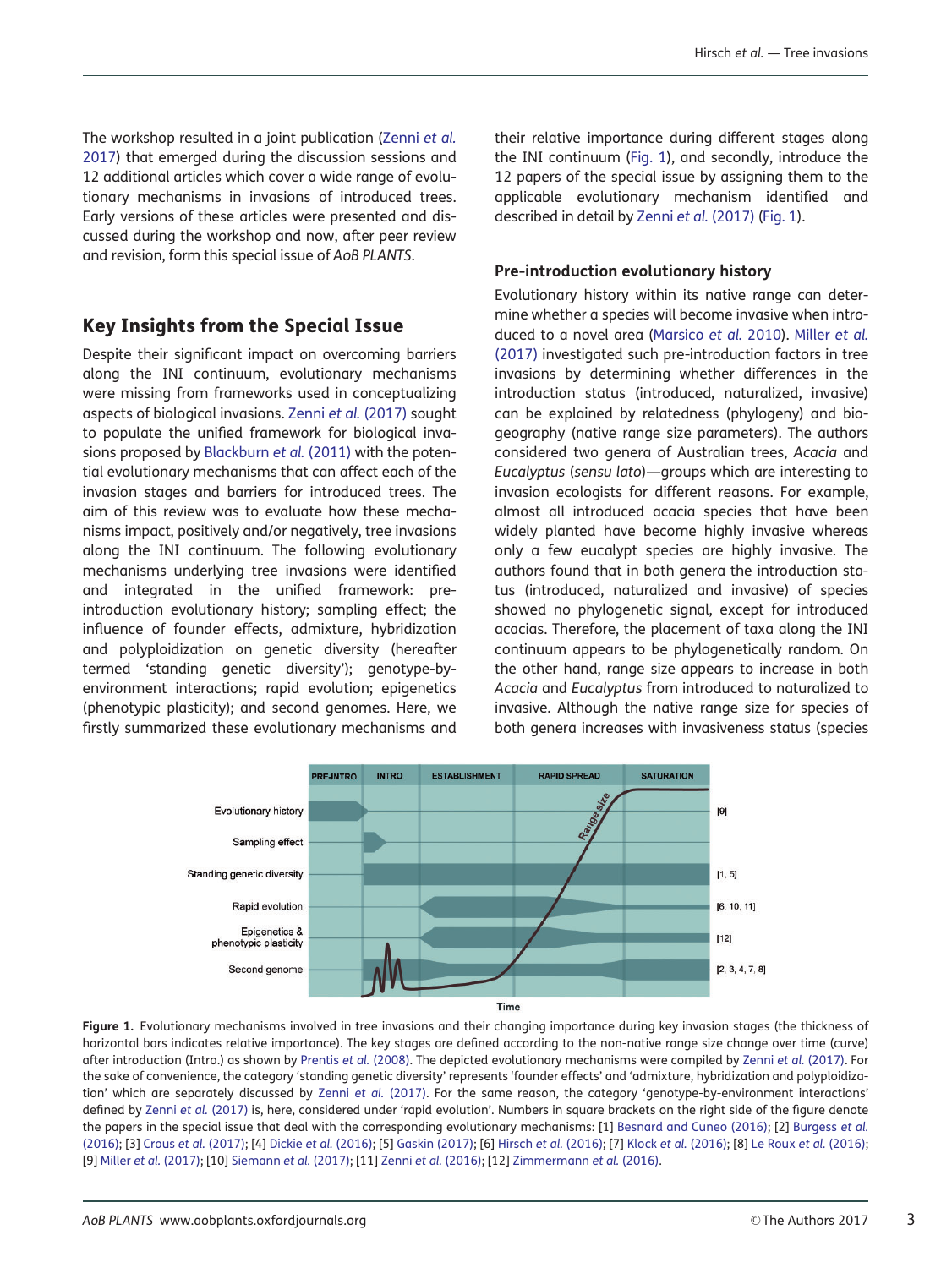The workshop resulted in a joint publication (Zenni *et al.* 2017) that emerged during the discussion sessions and 12 additional articles which cover a wide range of evolutionary mechanisms in invasions of introduced trees. Early versions of these articles were presented and discussed during the workshop and now, after peer review and revision, form this special issue of *AoB PLANTS*.

## Key Insights from the Special Issue

Despite their significant impact on overcoming barriers along the INI continuum, evolutionary mechanisms were missing from frameworks used in conceptualizing aspects of biological invasions. Zenni *et al.* (2017) sought to populate the unified framework for biological invasions proposed by Blackburn *et al.* (2011) with the potential evolutionary mechanisms that can affect each of the invasion stages and barriers for introduced trees. The aim of this review was to evaluate how these mechanisms impact, positively and/or negatively, tree invasions along the INI continuum. The following evolutionary mechanisms underlying tree invasions were identified and integrated in the unified framework: pre-introduction evolutionary history; sampling effect; the influence of founder effects, admixture, hybridization and polyploidization on genetic diversity (hereafter termed 'standing genetic diversity'); genotype-by-environment interactions; rapid evolution; epigenetics (phenotypic plasticity); and second genomes. Here, we firstly summarized these evolutionary mechanisms and their relative importance during different stages along the INI continuum (Fig. 1), and secondly, introduce the 12 papers of the special issue by assigning them to the applicable evolutionary mechanism identified and described in detail by Zenni *et al.* (2017) (Fig. 1).

### Pre-introduction evolutionary history

Evolutionary history within its native range can determine whether a species will become invasive when introduced to a novel area (Marsico *et al.* 2010). Miller *et al.* (2017) investigated such pre-introduction factors in tree invasions by determining whether differences in the introduction status (introduced, naturalized, invasive) can be explained by relatedness (phylogeny) and biogeography (native range size parameters). The authors considered two genera of Australian trees, *Acacia* and *Eucalyptus* (*sensu lato*)—groups which are interesting to invasion ecologists for different reasons. For example, almost all introduced acacia species that have been widely planted have become highly invasive whereas only a few eucalypt species are highly invasive. The authors found that in both genera the introduction status (introduced, naturalized and invasive) of species showed no phylogenetic signal, except for introduced acacias. Therefore, the placement of taxa along the INI continuum appears to be phylogenetically random. On the other hand, range size appears to increase in both *Acacia* and *Eucalyptus* from introduced to naturalized to invasive. Although the native range size for species of both genera increases with invasiveness status (species

**Figure 1.** Evolutionary mechanisms involved in tree invasions and their changing importance during key invasion stages (the thickness of horizontal bars indicates relative importance). The key stages are defined according to the non-native range size change over time (curve) after introduction (Intro.) as shown by Prentis *et al.* (2008). The depicted evolutionary mechanisms were compiled by Zenni *et al.* (2017). For the sake of convenience, the category 'standing genetic diversity' represents 'founder effects' and 'admixture, hybridization and polyploidization' which are separately discussed by Zenni *et al.* (2017). For the same reason, the category 'genotype-by-environment interactions' defined by Zenni *et al.* (2017) is, here, considered under 'rapid evolution'. Numbers in square brackets on the right side of the figure denote the papers in the special issue that deal with the corresponding evolutionary mechanisms: [1] Besnard and Cuneo (2016); [2] Burgess *et al.* (2016); [3] Crous *et al.* (2017); [4] Dickie *et al.* (2016); [5] Gaskin (2017); [6] Hirsch *et al.* (2016); [7] Klock *et al.* (2016); [8] Le Roux *et al.* (2016); [9] Miller *et al.* (2017); [10] Siemann *et al.* (2017); [11] Zenni *et al.* (2016); [12] Zimmermann *et al.* (2016).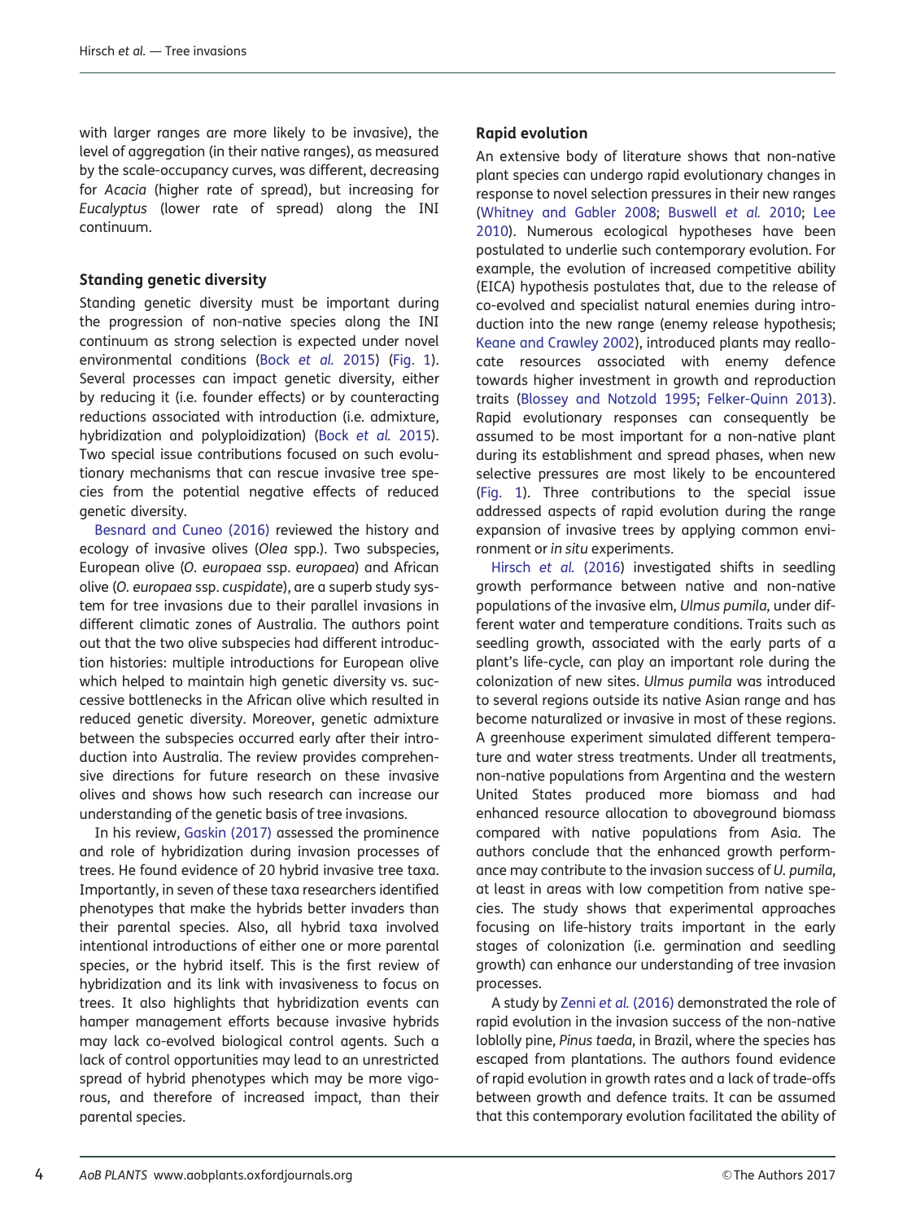with larger ranges are more likely to be invasive), the level of aggregation (in their native ranges), as measured by the scale-occupancy curves, was different, decreasing for *Acacia* (higher rate of spread), but increasing for *Eucalyptus* (lower rate of spread) along the INI continuum.

### Standing genetic diversity

Standing genetic diversity must be important during the progression of non-native species along the INI continuum as strong selection is expected under novel environmental conditions (Bock *et al.* 2015) (Fig. 1). Several processes can impact genetic diversity, either by reducing it (i.e. founder effects) or by counteracting reductions associated with introduction (i.e. admixture, hybridization and polyploidization) (Bock *et al.* 2015). Two special issue contributions focused on such evolutionary mechanisms that can rescue invasive tree species from the potential negative effects of reduced genetic diversity.

Besnard and Cuneo (2016) reviewed the history and ecology of invasive olives (*Olea* spp.). Two subspecies, European olive (*O. europaea* ssp. *europaea*) and African olive (*O. europaea* ssp. *cuspidate*), are a superb study system for tree invasions due to their parallel invasions in different climatic zones of Australia. The authors point out that the two olive subspecies had different introduction histories: multiple introductions for European olive which helped to maintain high genetic diversity vs. successive bottlenecks in the African olive which resulted in reduced genetic diversity. Moreover, genetic admixture between the subspecies occurred early after their introduction into Australia. The review provides comprehensive directions for future research on these invasive olives and shows how such research can increase our understanding of the genetic basis of tree invasions.

In his review, Gaskin (2017) assessed the prominence and role of hybridization during invasion processes of trees. He found evidence of 20 hybrid invasive tree taxa. Importantly, in seven of these taxa researchers identified phenotypes that make the hybrids better invaders than their parental species. Also, all hybrid taxa involved intentional introductions of either one or more parental species, or the hybrid itself. This is the first review of hybridization and its link with invasiveness to focus on trees. It also highlights that hybridization events can hamper management efforts because invasive hybrids may lack co-evolved biological control agents. Such a lack of control opportunities may lead to an unrestricted spread of hybrid phenotypes which may be more vigorous, and therefore of increased impact, than their parental species.

### Rapid evolution

An extensive body of literature shows that non-native plant species can undergo rapid evolutionary changes in response to novel selection pressures in their new ranges (Whitney and Gabler 2008; Buswell *et al.* 2010; Lee 2010). Numerous ecological hypotheses have been postulated to underlie such contemporary evolution. For example, the evolution of increased competitive ability (EICA) hypothesis postulates that, due to the release of co-evolved and specialist natural enemies during introduction into the new range (enemy release hypothesis; Keane and Crawley 2002), introduced plants may reallocate resources associated with enemy defence towards higher investment in growth and reproduction traits (Blossey and Notzold 1995; Felker-Quinn 2013). Rapid evolutionary responses can consequently be assumed to be most important for a non-native plant during its establishment and spread phases, when new selective pressures are most likely to be encountered (Fig. 1). Three contributions to the special issue addressed aspects of rapid evolution during the range expansion of invasive trees by applying common environment or *in situ* experiments.

Hirsch *et al.* (2016) investigated shifts in seedling growth performance between native and non-native populations of the invasive elm, *Ulmus pumila*, under different water and temperature conditions. Traits such as seedling growth, associated with the early parts of a plant's life-cycle, can play an important role during the colonization of new sites. *Ulmus pumila* was introduced to several regions outside its native Asian range and has become naturalized or invasive in most of these regions. A greenhouse experiment simulated different temperature and water stress treatments. Under all treatments, non-native populations from Argentina and the western United States produced more biomass and had enhanced resource allocation to aboveground biomass compared with native populations from Asia. The authors conclude that the enhanced growth performance may contribute to the invasion success of *U. pumila*, at least in areas with low competition from native species. The study shows that experimental approaches focusing on life-history traits important in the early stages of colonization (i.e. germination and seedling growth) can enhance our understanding of tree invasion processes.

A study by Zenni *et al.* (2016) demonstrated the role of rapid evolution in the invasion success of the non-native loblolly pine, *Pinus taeda*, in Brazil, where the species has escaped from plantations. The authors found evidence of rapid evolution in growth rates and a lack of trade-offs between growth and defence traits. It can be assumed that this contemporary evolution facilitated the ability of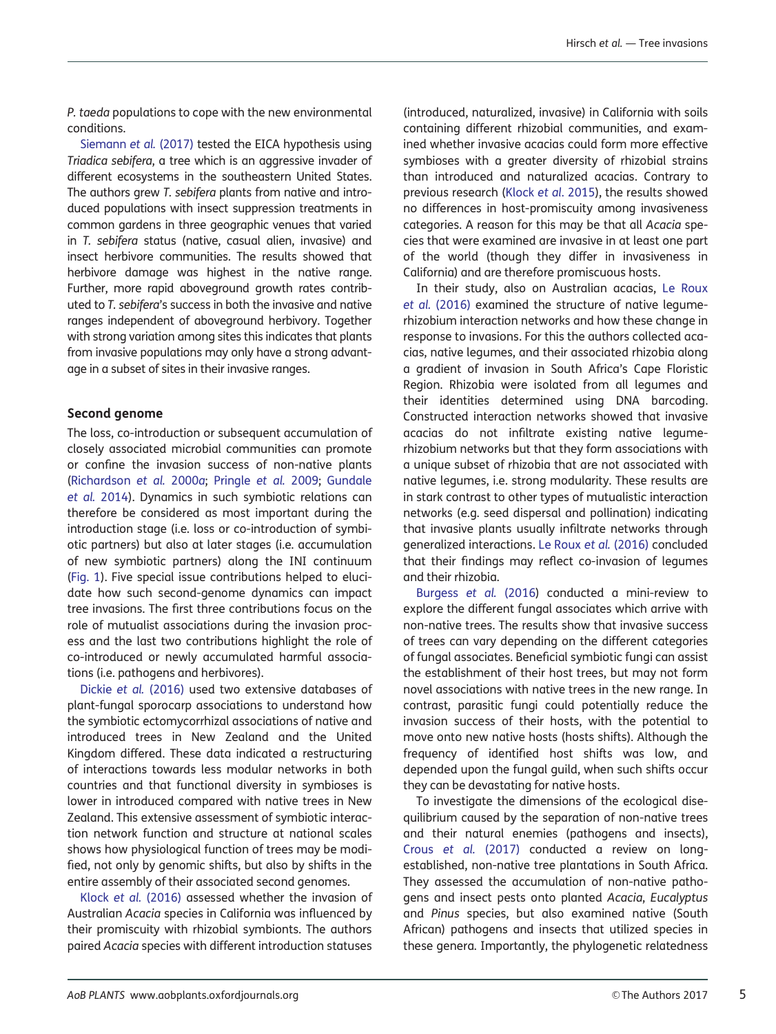*P. taeda* populations to cope with the new environmental conditions.

Siemann *et al.* (2017) tested the EICA hypothesis using *Triadica sebifera*, a tree which is an aggressive invader of different ecosystems in the southeastern United States. The authors grew *T. sebifera* plants from native and introduced populations with insect suppression treatments in common gardens in three geographic venues that varied in *T. sebifera* status (native, casual alien, invasive) and insect herbivore communities. The results showed that herbivore damage was highest in the native range. Further, more rapid aboveground growth rates contributed to *T. sebifera*'s success in both the invasive and native ranges independent of aboveground herbivory. Together with strong variation among sites this indicates that plants from invasive populations may only have a strong advantage in a subset of sites in their invasive ranges.

### Second genome

The loss, co-introduction or subsequent accumulation of closely associated microbial communities can promote or confine the invasion success of non-native plants (Richardson *et al.* 2000*a*; Pringle *et al.* 2009; Gundale *et al.* 2014). Dynamics in such symbiotic relations can therefore be considered as most important during the introduction stage (i.e. loss or co-introduction of symbiotic partners) but also at later stages (i.e. accumulation of new symbiotic partners) along the INI continuum (Fig. 1). Five special issue contributions helped to elucidate how such second-genome dynamics can impact tree invasions. The first three contributions focus on the role of mutualist associations during the invasion process and the last two contributions highlight the role of co-introduced or newly accumulated harmful associations (i.e. pathogens and herbivores).

Dickie *et al.* (2016) used two extensive databases of plant-fungal sporocarp associations to understand how the symbiotic ectomycorrhizal associations of native and introduced trees in New Zealand and the United Kingdom differed. These data indicated a restructuring of interactions towards less modular networks in both countries and that functional diversity in symbioses is lower in introduced compared with native trees in New Zealand. This extensive assessment of symbiotic interaction network function and structure at national scales shows how physiological function of trees may be modified, not only by genomic shifts, but also by shifts in the entire assembly of their associated second genomes.

Klock *et al.* (2016) assessed whether the invasion of Australian *Acacia* species in California was influenced by their promiscuity with rhizobial symbionts. The authors paired *Acacia* species with different introduction statuses (introduced, naturalized, invasive) in California with soils containing different rhizobial communities, and examined whether invasive acacias could form more effective symbioses with a greater diversity of rhizobial strains than introduced and naturalized acacias. Contrary to previous research (Klock *et al.* 2015), the results showed no differences in host-promiscuity among invasiveness categories. A reason for this may be that all *Acacia* species that were examined are invasive in at least one part of the world (though they differ in invasiveness in California) and are therefore promiscuous hosts.

In their study, also on Australian acacias, Le Roux *et al.* (2016) examined the structure of native legume-rhizobium interaction networks and how these change in response to invasions. For this the authors collected acacias, native legumes, and their associated rhizobia along a gradient of invasion in South Africa's Cape Floristic Region. Rhizobia were isolated from all legumes and their identities determined using DNA barcoding. Constructed interaction networks showed that invasive acacias do not infiltrate existing native legume-rhizobium networks but that they form associations with a unique subset of rhizobia that are not associated with native legumes, i.e. strong modularity. These results are in stark contrast to other types of mutualistic interaction networks (e.g. seed dispersal and pollination) indicating that invasive plants usually infiltrate networks through generalized interactions. Le Roux *et al.* (2016) concluded that their findings may reflect co-invasion of legumes and their rhizobia.

Burgess *et al.* (2016) conducted a mini-review to explore the different fungal associates which arrive with non-native trees. The results show that invasive success of trees can vary depending on the different categories of fungal associates. Beneficial symbiotic fungi can assist the establishment of their host trees, but may not form novel associations with native trees in the new range. In contrast, parasitic fungi could potentially reduce the invasion success of their hosts, with the potential to move onto new native hosts (hosts shifts). Although the frequency of identified host shifts was low, and depended upon the fungal guild, when such shifts occur they can be devastating for native hosts.

To investigate the dimensions of the ecological disequilibrium caused by the separation of non-native trees and their natural enemies (pathogens and insects), Crous *et al.* (2017) conducted a review on long-established, non-native tree plantations in South Africa. They assessed the accumulation of non-native pathogens and insect pests onto planted *Acacia*, *Eucalyptus* and *Pinus* species, but also examined native (South African) pathogens and insects that utilized species in these genera. Importantly, the phylogenetic relatedness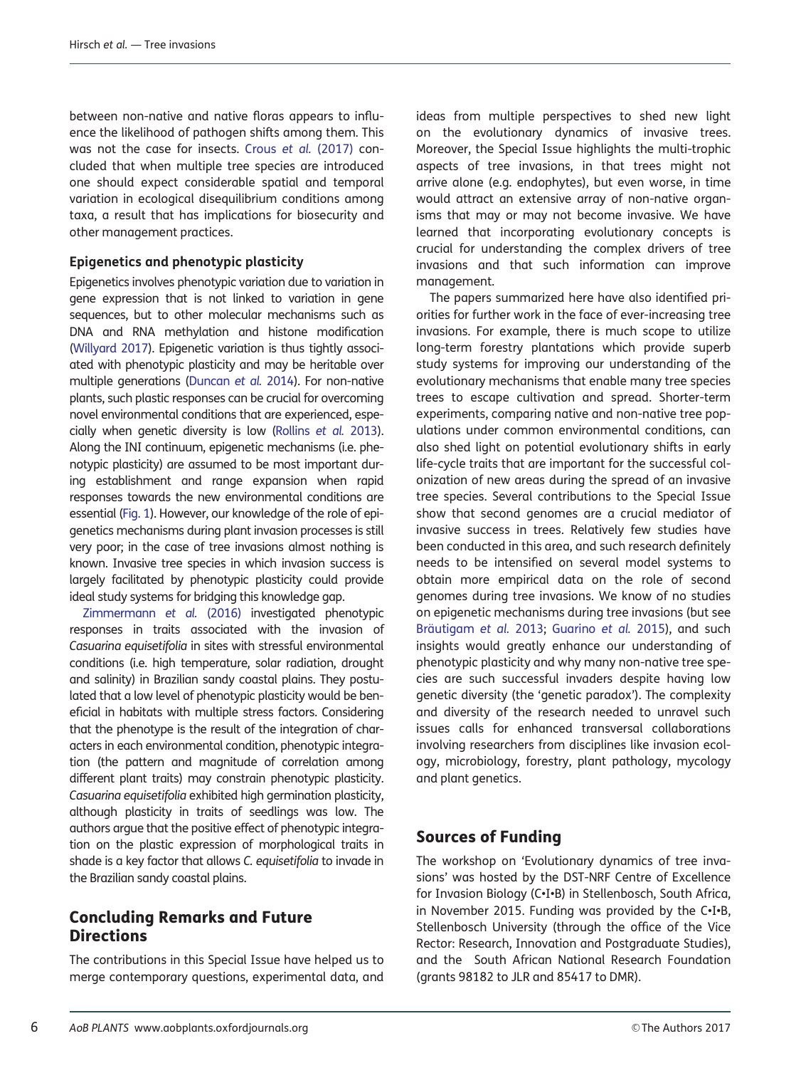between non-native and native floras appears to influence the likelihood of pathogen shifts among them. This was not the case for insects. Crous *et al.* (2017) concluded that when multiple tree species are introduced one should expect considerable spatial and temporal variation in ecological disequilibrium conditions among taxa, a result that has implications for biosecurity and other management practices.

### Epigenetics and phenotypic plasticity

Epigenetics involves phenotypic variation due to variation in gene expression that is not linked to variation in gene sequences, but to other molecular mechanisms such as DNA and RNA methylation and histone modification (Willyard 2017). Epigenetic variation is thus tightly associated with phenotypic plasticity and may be heritable over multiple generations (Duncan *et al.* 2014). For non-native plants, such plastic responses can be crucial for overcoming novel environmental conditions that are experienced, especially when genetic diversity is low (Rollins *et al.* 2013). Along the INI continuum, epigenetic mechanisms (i.e. phenotypic plasticity) are assumed to be most important during establishment and range expansion when rapid responses towards the new environmental conditions are essential (Fig. 1). However, our knowledge of the role of epigenetics mechanisms during plant invasion processes is still very poor; in the case of tree invasions almost nothing is known. Invasive tree species in which invasion success is largely facilitated by phenotypic plasticity could provide ideal study systems for bridging this knowledge gap.

Zimmermann *et al.* (2016) investigated phenotypic responses in traits associated with the invasion of *Casuarina equisetifolia* in sites with stressful environmental conditions (i.e. high temperature, solar radiation, drought and salinity) in Brazilian sandy coastal plains. They postulated that a low level of phenotypic plasticity would be beneficial in habitats with multiple stress factors. Considering that the phenotype is the result of the integration of characters in each environmental condition, phenotypic integration (the pattern and magnitude of correlation among different plant traits) may constrain phenotypic plasticity. *Casuarina equisetifolia* exhibited high germination plasticity, although plasticity in traits of seedlings was low. The authors argue that the positive effect of phenotypic integration on the plastic expression of morphological traits in shade is a key factor that allows *C. equisetifolia* to invade in the Brazilian sandy coastal plains.

## Concluding Remarks and Future Directions

The contributions in this Special Issue have helped us to merge contemporary questions, experimental data, and ideas from multiple perspectives to shed new light on the evolutionary dynamics of invasive trees. Moreover, the Special Issue highlights the multi-trophic aspects of tree invasions, in that trees might not arrive alone (e.g. endophytes), but even worse, in time would attract an extensive array of non-native organisms that may or may not become invasive. We have learned that incorporating evolutionary concepts is crucial for understanding the complex drivers of tree invasions and that such information can improve management.

The papers summarized here have also identified priorities for further work in the face of ever-increasing tree invasions. For example, there is much scope to utilize long-term forestry plantations which provide superb study systems for improving our understanding of the evolutionary mechanisms that enable many tree species trees to escape cultivation and spread. Shorter-term experiments, comparing native and non-native tree populations under common environmental conditions, can also shed light on potential evolutionary shifts in early life-cycle traits that are important for the successful colonization of new areas during the spread of an invasive tree species. Several contributions to the Special Issue show that second genomes are a crucial mediator of invasive success in trees. Relatively few studies have been conducted in this area, and such research definitely needs to be intensified on several model systems to obtain more empirical data on the role of second genomes during tree invasions. We know of no studies on epigenetic mechanisms during tree invasions (but see Bräutigam *et al.* 2013; Guarino *et al.* 2015), and such insights would greatly enhance our understanding of phenotypic plasticity and why many non-native tree species are such successful invaders despite having low genetic diversity (the 'genetic paradox'). The complexity and diversity of the research needed to unravel such issues calls for enhanced transversal collaborations involving researchers from disciplines like invasion ecology, microbiology, forestry, plant pathology, mycology and plant genetics.

## Sources of Funding

The workshop on 'Evolutionary dynamics of tree invasions' was hosted by the DST-NRF Centre of Excellence for Invasion Biology (C•I•B) in Stellenbosch, South Africa, in November 2015. Funding was provided by the C•I•B, Stellenbosch University (through the office of the Vice Rector: Research, Innovation and Postgraduate Studies), and the South African National Research Foundation (grants 98182 to JLR and 85417 to DMR).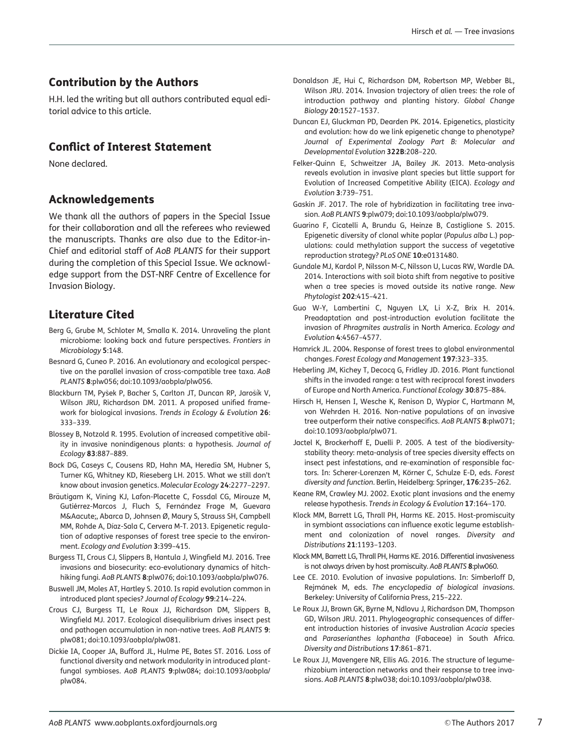## Contribution by the Authors

H.H. led the writing but all authors contributed equal editorial advice to this article.

## Conflict of Interest Statement

None declared.

## Acknowledgements

We thank all the authors of papers in the Special Issue for their collaboration and all the referees who reviewed the manuscripts. Thanks are also due to the Editor-in-Chief and editorial staff of *AoB PLANTS* for their support during the completion of this Special Issue. We acknowledge support from the DST-NRF Centre of Excellence for Invasion Biology.

## Literature Cited

Berg G, Grube M, Schloter M, Smalla K. 2014. Unraveling the plant microbiome: looking back and future perspectives. *Frontiers in Microbiology* **5**:148.

Besnard G, Cuneo P. 2016. An evolutionary and ecological perspective on the parallel invasion of cross-compatible tree taxa. *AoB PLANTS* **8**:plw056; doi:10.1093/aobpla/plw056.

Blackburn TM, Pyšek P, Bacher S, Carlton JT, Duncan RP, Jarošík V, Wilson JRU, Richardson DM. 2011. A proposed unified framework for biological invasions. *Trends in Ecology & Evolution* **26**: 333–339.

Blossey B, Notzold R. 1995. Evolution of increased competitive ability in invasive nonindigenous plants: a hypothesis. *Journal of Ecology* **83**:887–889.

Bock DG, Caseys C, Cousens RD, Hahn MA, Heredia SM, Hubner S, Turner KG, Whitney KD, Rieseberg LH. 2015. What we still don't know about invasion genetics. *Molecular Ecology* **24**:2277–2297.

Bräutigam K, Vining KJ, Lafon-Placette C, Fossdal CG, Mirouze M, Gutiérrez-Marcos J, Fluch S, Fernández Frage M, Guevara M&Aacute;, Abarca D, Johnsen Ø, Maury S, Strauss SH, Campbell MM, Rohde A, Díaz-Sala C, Cervera M-T. 2013. Epigenetic regulation of adaptive responses of forest tree specie to the environment. *Ecology and Evolution* **3**:399–415.

Burgess TI, Crous CJ, Slippers B, Hantula J, Wingfield MJ. 2016. Tree invasions and biosecurity: eco-evolutionary dynamics of hitchhiking fungi. *AoB PLANTS* **8**:plw076; doi:10.1093/aobpla/plw076.

Buswell JM, Moles AT, Hartley S. 2010. Is rapid evolution common in introduced plant species? *Journal of Ecology* **99**:214–224.

Crous CJ, Burgess TI, Le Roux JJ, Richardson DM, Slippers B, Wingfield MJ. 2017. Ecological disequilibrium drives insect pest and pathogen accumulation in non-native trees. *AoB PLANTS* **9**: plw081; doi:10.1093/aobpla/plw081.

Dickie IA, Cooper JA, Bufford JL, Hulme PE, Bates ST. 2016. Loss of functional diversity and network modularity in introduced plant-fungal symbioses. *AoB PLANTS* **9**:plw084; doi:10.1093/aobpla/plw084.

Donaldson JE, Hui C, Richardson DM, Robertson MP, Webber BL, Wilson JRU. 2014. Invasion trajectory of alien trees: the role of introduction pathway and planting history. *Global Change Biology* **20**:1527–1537.

Duncan EJ, Gluckman PD, Dearden PK. 2014. Epigenetics, plasticity and evolution: how do we link epigenetic change to phenotype? *Journal of Experimental Zoology Part B: Molecular and Developmental Evolution* **322B**:208–220.

Felker-Quinn E, Schweitzer JA, Bailey JK. 2013. Meta-analysis reveals evolution in invasive plant species but little support for Evolution of Increased Competitive Ability (EICA). *Ecology and Evolution* **3**:739–751.

Gaskin JF. 2017. The role of hybridization in facilitating tree invasion. *AoB PLANTS* **9**:plw079; doi:10.1093/aobpla/plw079.

Guarino F, Cicatelli A, Brundu G, Heinze B, Castiglione S. 2015. Epigenetic diversity of clonal white poplar (*Populus alba* L.) populations: could methylation support the success of vegetative reproduction strategy? *PLoS ONE* **10**:e0131480.

Gundale MJ, Kardol P, Nilsson M-C, Nilsson U, Lucas RW, Wardle DA. 2014. Interactions with soil biota shift from negative to positive when a tree species is moved outside its native range. *New Phytologist* **202**:415–421.

Guo W-Y, Lambertini C, Nguyen LX, Li X-Z, Brix H. 2014. Preadaptation and post-introduction evolution facilitate the invasion of *Phragmites australis* in North America. *Ecology and Evolution* **4**:4567–4577.

Hamrick JL. 2004. Response of forest trees to global environmental changes. *Forest Ecology and Management* **197**:323–335.

Heberling JM, Kichey T, Decocq G, Fridley JD. 2016. Plant functional shifts in the invaded range: a test with reciprocal forest invaders of Europe and North America. *Functional Ecology* **30**:875–884.

Hirsch H, Hensen I, Wesche K, Renison D, Wypior C, Hartmann M, von Wehrden H. 2016. Non-native populations of an invasive tree outperform their native conspecifics. *AoB PLANTS* **8**:plw071; doi:10.1093/aobpla/plw071.

Jactel K, Brockerhoff E, Duelli P. 2005. A test of the biodiversity-stability theory: meta-analysis of tree species diversity effects on insect pest infestations, and re-examination of responsible factors. In: Scherer-Lorenzen M, Körner C, Schulze E-D, eds. *Forest diversity and function*. Berlin, Heidelberg: Springer, **176**:235–262.

Keane RM, Crawley MJ. 2002. Exotic plant invasions and the enemy release hypothesis. *Trends in Ecology & Evolution* **17**:164–170.

Klock MM, Barrett LG, Thrall PH, Harms KE. 2015. Host-promiscuity in symbiont associations can influence exotic legume establishment and colonization of novel ranges. *Diversity and Distributions* **21**:1193–1203.

Klock MM, Barrett LG, Thrall PH, Harms KE. 2016. Differential invasiveness is not always driven by host promiscuity. *AoB PLANTS* **8**:plw060.

Lee CE. 2010. Evolution of invasive populations. In: Simberloff D, Rejmánek M, eds. *The encyclopedia of biological invasions*. Berkeley: University of California Press, 215–222.

Le Roux JJ, Brown GK, Byrne M, Ndlovu J, Richardson DM, Thompson GD, Wilson JRU. 2011. Phylogeographic consequences of different introduction histories of invasive Australian *Acacia* species and *Paraserianthes lophantha* (Fabaceae) in South Africa. *Diversity and Distributions* **17**:861–871.

Le Roux JJ, Mavengere NR, Ellis AG. 2016. The structure of legume-rhizobium interaction networks and their response to tree invasions. *AoB PLANTS* **8**:plw038; doi:10.1093/aobpla/plw038.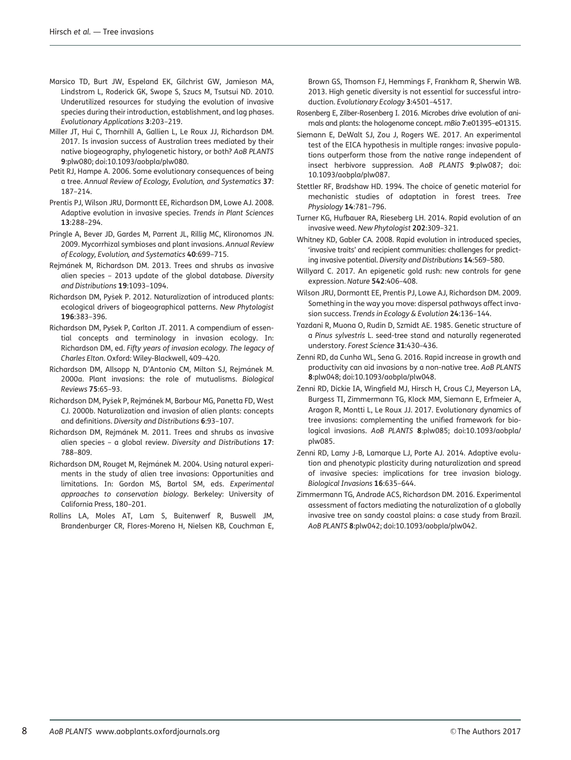Marsico TD, Burt JW, Espeland EK, Gilchrist GW, Jamieson MA, Lindstrom L, Roderick GK, Swope S, Szucs M, Tsutsui ND. 2010. Underutilized resources for studying the evolution of invasive species during their introduction, establishment, and lag phases. *Evolutionary Applications* **3**:203–219.

Miller JT, Hui C, Thornhill A, Gallien L, Le Roux JJ, Richardson DM. 2017. Is invasion success of Australian trees mediated by their native biogeography, phylogenetic history, or both? *AoB PLANTS* **9**:plw080; doi:10.1093/aobpla/plw080.

Petit RJ, Hampe A. 2006. Some evolutionary consequences of being a tree. *Annual Review of Ecology, Evolution, and Systematics* **37**: 187–214.

Prentis PJ, Wilson JRU, Dormontt EE, Richardson DM, Lowe AJ. 2008. Adaptive evolution in invasive species. *Trends in Plant Sciences* **13**:288–294.

Pringle A, Bever JD, Gardes M, Parrent JL, Rillig MC, Klironomos JN. 2009. Mycorrhizal symbioses and plant invasions. *Annual Review of Ecology, Evolution, and Systematics* **40**:699–715.

Rejmánek M, Richardson DM. 2013. Trees and shrubs as invasive alien species – 2013 update of the global database. *Diversity and Distributions* **19**:1093–1094.

Richardson DM, Pyšek P. 2012. Naturalization of introduced plants: ecological drivers of biogeographical patterns. *New Phytologist* **196**:383–396.

Richardson DM, Pyšek P, Carlton JT. 2011. A compendium of essential concepts and terminology in invasion ecology. In: Richardson DM, ed. *Fifty years of invasion ecology. The legacy of Charles Elton*. Oxford: Wiley-Blackwell, 409–420.

Richardson DM, Allsopp N, D'Antonio CM, Milton SJ, Rejmánek M. 2000a. Plant invasions: the role of mutualisms. *Biological Reviews* **75**:65–93.

Richardson DM, Pyšek P, Rejmánek M, Barbour MG, Panetta FD, West CJ. 2000b. Naturalization and invasion of alien plants: concepts and definitions. *Diversity and Distributions* **6**:93–107.

Richardson DM, Rejmánek M. 2011. Trees and shrubs as invasive alien species – a global review. *Diversity and Distributions* **17**: 788–809.

Richardson DM, Rouget M, Rejmánek M. 2004. Using natural experiments in the study of alien tree invasions: Opportunities and limitations. In: Gordon MS, Bartol SM, eds. *Experimental approaches to conservation biology*. Berkeley: University of California Press, 180–201.

Rollins LA, Moles AT, Lam S, Buitenwerf R, Buswell JM, Brandenburger CR, Flores-Moreno H, Nielsen KB, Couchman E, Brown GS, Thomson FJ, Hemmings F, Frankham R, Sherwin WB. 2013. High genetic diversity is not essential for successful introduction. *Evolutionary Ecology* **3**:4501–4517.

Rosenberg E, Zilber-Rosenberg I. 2016. Microbes drive evolution of animals and plants: the hologenome concept. *mBio* **7**:e01395–e01315.

Siemann E, DeWalt SJ, Zou J, Rogers WE. 2017. An experimental test of the EICA hypothesis in multiple ranges: invasive populations outperform those from the native range independent of insect herbivore suppression. *AoB PLANTS* **9**:plw087; doi: 10.1093/aobpla/plw087.

Stettler RF, Bradshaw HD. 1994. The choice of genetic material for mechanistic studies of adaptation in forest trees. *Tree Physiology* **14**:781–796.

Turner KG, Hufbauer RA, Rieseberg LH. 2014. Rapid evolution of an invasive weed. *New Phytologist* **202**:309–321.

Whitney KD, Gabler CA. 2008. Rapid evolution in introduced species, 'invasive traits' and recipient communities: challenges for predicting invasive potential. *Diversity and Distributions* **14**:569–580.

Willyard C. 2017. An epigenetic gold rush: new controls for gene expression. *Nature* **542**:406–408.

Wilson JRU, Dormontt EE, Prentis PJ, Lowe AJ, Richardson DM. 2009. Something in the way you move: dispersal pathways affect invasion success. *Trends in Ecology & Evolution* **24**:136–144.

Yazdani R, Muona O, Rudin D, Szmidt AE. 1985. Genetic structure of a *Pinus sylvestris* L. seed-tree stand and naturally regenerated understory. *Forest Science* **31**:430–436.

Zenni RD, da Cunha WL, Sena G. 2016. Rapid increase in growth and productivity can aid invasions by a non-native tree. *AoB PLANTS* **8**:plw048; doi:10.1093/aobpla/plw048.

Zenni RD, Dickie IA, Wingfield MJ, Hirsch H, Crous CJ, Meyerson LA, Burgess TI, Zimmermann TG, Klock MM, Siemann E, Erfmeier A, Aragon R, Montti L, Le Roux JJ. 2017. Evolutionary dynamics of tree invasions: complementing the unified framework for biological invasions. *AoB PLANTS* **8**:plw085; doi:10.1093/aobpla/plw085.

Zenni RD, Lamy J-B, Lamarque LJ, Porte AJ. 2014. Adaptive evolution and phenotypic plasticity during naturalization and spread of invasive species: implications for tree invasion biology. *Biological Invasions* **16**:635–644.

Zimmermann TG, Andrade ACS, Richardson DM. 2016. Experimental assessment of factors mediating the naturalization of a globally invasive tree on sandy coastal plains: a case study from Brazil. *AoB PLANTS* **8**:plw042; doi:10.1093/aobpla/plw042.